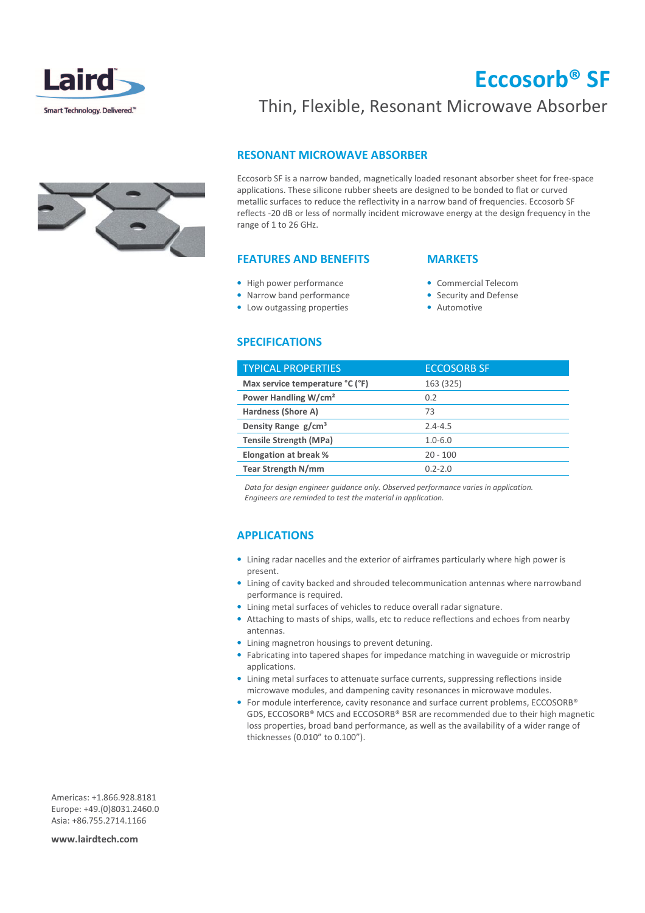# Eccosorb® SF

## Thin, Flexible, Resonant Microwave Absorber

### RESONANT MICROWAVE ABSORBER

Eccosorb SF is a narrow banded, magnetically loaded resonant absorber sheet for free-space applications. These silicone rubber sheets are designed to be bonded to flat or curved metallic surfaces to reduce the reflectivity in a narrow band of frequencies. Eccosorb SF reflects -20 dB or less of normally incident microwave energy at the design frequency in the range of 1 to 26 GHz.

### FEATURES AND BENEFITS

- High power performance
- Narrow band performance
- Low outgassing properties

### MARKETS

- Commercial Telecom
- Security and Defense
- Automotive

### SPECIFICATIONS

| TYPICAL PROPERTIES | ECCOSORB SF |
|---|---|
| **Max service temperature °C (°F)** | 163 (325) |
| **Power Handling W/cm²** | 0.2 |
| **Hardness (Shore A)** | 73 |
| **Density Range g/cm³** | 2.4-4.5 |
| **Tensile Strength (MPa)** | 1.0-6.0 |
| **Elongation at break %** | 20 - 100 |
| **Tear Strength N/mm** | 0.2-2.0 |

*Data for design engineer guidance only. Observed performance varies in application. Engineers are reminded to test the material in application.*

### APPLICATIONS

- Lining radar nacelles and the exterior of airframes particularly where high power is present.
- Lining of cavity backed and shrouded telecommunication antennas where narrowband performance is required.
- Lining metal surfaces of vehicles to reduce overall radar signature.
- Attaching to masts of ships, walls, etc to reduce reflections and echoes from nearby antennas.
- Lining magnetron housings to prevent detuning.
- Fabricating into tapered shapes for impedance matching in waveguide or microstrip applications.
- Lining metal surfaces to attenuate surface currents, suppressing reflections inside microwave modules, and dampening cavity resonances in microwave modules.
- For module interference, cavity resonance and surface current problems, ECCOSORB® GDS, ECCOSORB® MCS and ECCOSORB® BSR are recommended due to their high magnetic loss properties, broad band performance, as well as the availability of a wider range of thicknesses (0.010" to 0.100").

Americas: +1.866.928.8181
Europe: +49.(0)8031.2460.0
Asia: +86.755.2714.1166

**www.lairdtech.com**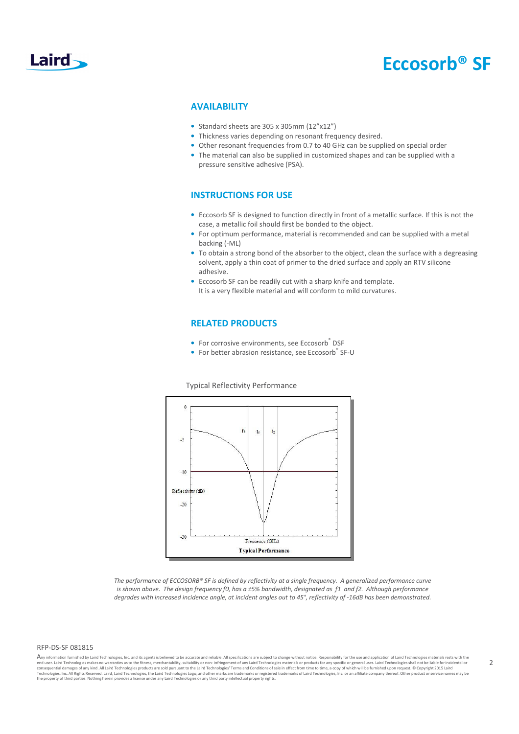## AVAILABILITY

- Standard sheets are 305 x 305mm (12"x12")
- Thickness varies depending on resonant frequency desired.
- Other resonant frequencies from 0.7 to 40 GHz can be supplied on special order
- The material can also be supplied in customized shapes and can be supplied with a pressure sensitive adhesive (PSA).

## INSTRUCTIONS FOR USE

- Eccosorb SF is designed to function directly in front of a metallic surface. If this is not the case, a metallic foil should first be bonded to the object.
- For optimum performance, material is recommended and can be supplied with a metal backing (-ML)
- To obtain a strong bond of the absorber to the object, clean the surface with a degreasing solvent, apply a thin coat of primer to the dried surface and apply an RTV silicone adhesive.
- Eccosorb SF can be readily cut with a sharp knife and template.
  It is a very flexible material and will conform to mild curvatures.

## RELATED PRODUCTS

- For corrosive environments, see Eccosorb® DSF
- For better abrasion resistance, see Eccosorb® SF-U

Typical Reflectivity Performance

0
-5
-10
-20
-30
Reflectivity (dB)
$f_1$ $f_0$ $f_2$
Frequency (GHz)
Typical Performance

*The performance of ECCOSORB® SF is defined by reflectivity at a single frequency. A generalized performance curve is shown above. The design frequency f0, has a ±5% bandwidth, designated as f1 and f2. Although performance degrades with increased incidence angle, at incident angles out to 45°, reflectivity of -16dB has been demonstrated.*

RFP-DS-SF 081815

Any information furnished by Laird Technologies, Inc. and its agents is believed to be accurate and reliable. All specifications are subject to change without notice. Responsibility for the use and application of Laird Technologies materials rests with the end user. Laird Technologies makes no warranties as to the fitness, merchantability, suitability or non- infringement of any Laird Technologies materials or products for any specific or general uses. Laird Technologies shall not be liable for incidental or consequential damages of any kind. All Laird Technologies products are sold pursuant to the Laird Technologies' Terms and Conditions of sale in effect from time to time, a copy of which will be furnished upon request. © Copyright 2015 Laird Technologies, Inc. All Rights Reserved. Laird, Laird Technologies, the Laird Technologies Logo, and other marks are trademarks or registered trademarks of Laird Technologies, Inc. or an affiliate company thereof. Other product or service names may be the property of third parties. Nothing herein provides a license under any Laird Technologies or any third party intellectual property rights.